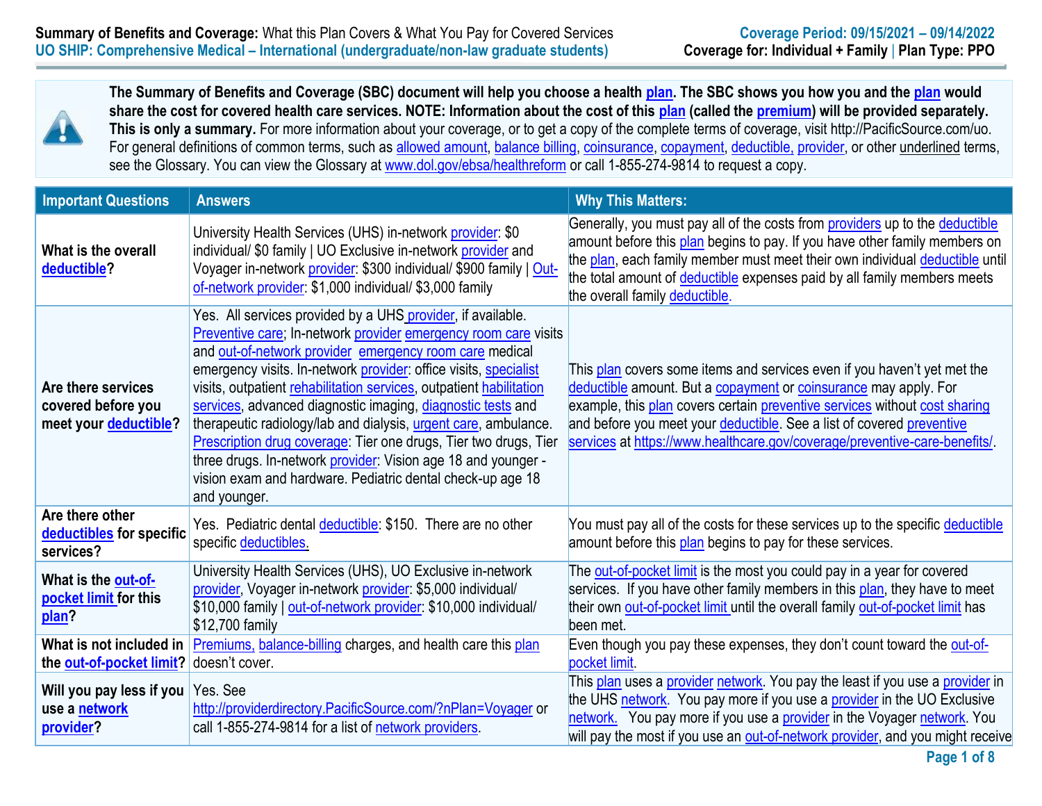**Summary of Benefits and Coverage:** What this Plan Covers & What You Pay for Covered Services
**UO SHIP: Comprehensive Medical – International (undergraduate/non-law graduate students)**

**Coverage Period: 09/15/2021 – 09/14/2022**
**Coverage for: Individual + Family | Plan Type: PPO**

**The Summary of Benefits and Coverage (SBC) document will help you choose a health plan. The SBC shows you how you and the plan would share the cost for covered health care services. NOTE: Information about the cost of this plan (called the premium) will be provided separately. This is only a summary.** For more information about your coverage, or to get a copy of the complete terms of coverage, visit http://PacificSource.com/uo. For general definitions of common terms, such as allowed amount, balance billing, coinsurance, copayment, deductible, provider, or other underlined terms, see the Glossary. You can view the Glossary at www.dol.gov/ebsa/healthreform or call 1-855-274-9814 to request a copy.

| Important Questions | Answers | Why This Matters: |
|---|---|---|
| **What is the overall deductible?** | University Health Services (UHS) in-network provider: $0 individual/ $0 family \| UO Exclusive in-network provider and Voyager in-network provider: $300 individual/ $900 family \| Out-of-network provider: $1,000 individual/ $3,000 family | Generally, you must pay all of the costs from providers up to the deductible amount before this plan begins to pay. If you have other family members on the plan, each family member must meet their own individual deductible until the total amount of deductible expenses paid by all family members meets the overall family deductible. |
| **Are there services covered before you meet your deductible?** | Yes. All services provided by a UHS provider, if available. Preventive care; In-network provider emergency room care visits and out-of-network provider emergency room care medical emergency visits. In-network provider: office visits, specialist visits, outpatient rehabilitation services, outpatient habilitation services, advanced diagnostic imaging, diagnostic tests and therapeutic radiology/lab and dialysis, urgent care, ambulance. Prescription drug coverage: Tier one drugs, Tier two drugs, Tier three drugs. In-network provider: Vision age 18 and younger - vision exam and hardware. Pediatric dental check-up age 18 and younger. | This plan covers some items and services even if you haven't yet met the deductible amount. But a copayment or coinsurance may apply. For example, this plan covers certain preventive services without cost sharing and before you meet your deductible. See a list of covered preventive services at https://www.healthcare.gov/coverage/preventive-care-benefits/. |
| **Are there other deductibles for specific services?** | Yes. Pediatric dental deductible: $150. There are no other specific deductibles. | You must pay all of the costs for these services up to the specific deductible amount before this plan begins to pay for these services. |
| **What is the out-of-pocket limit for this plan?** | University Health Services (UHS), UO Exclusive in-network provider, Voyager in-network provider: $5,000 individual/ $10,000 family \| out-of-network provider: $10,000 individual/ $12,700 family | The out-of-pocket limit is the most you could pay in a year for covered services. If you have other family members in this plan, they have to meet their own out-of-pocket limit until the overall family out-of-pocket limit has been met. |
| **What is not included in the out-of-pocket limit?** | Premiums, balance-billing charges, and health care this plan doesn't cover. | Even though you pay these expenses, they don't count toward the out-of-pocket limit. |
| **Will you pay less if you use a network provider?** | Yes. See http://providerdirectory.PacificSource.com/?nPlan=Voyager or call 1-855-274-9814 for a list of network providers. | This plan uses a provider network. You pay the least if you use a provider in the UHS network. You pay more if you use a provider in the UO Exclusive network. You pay more if you use a provider in the Voyager network. You will pay the most if you use an out-of-network provider, and you might receive |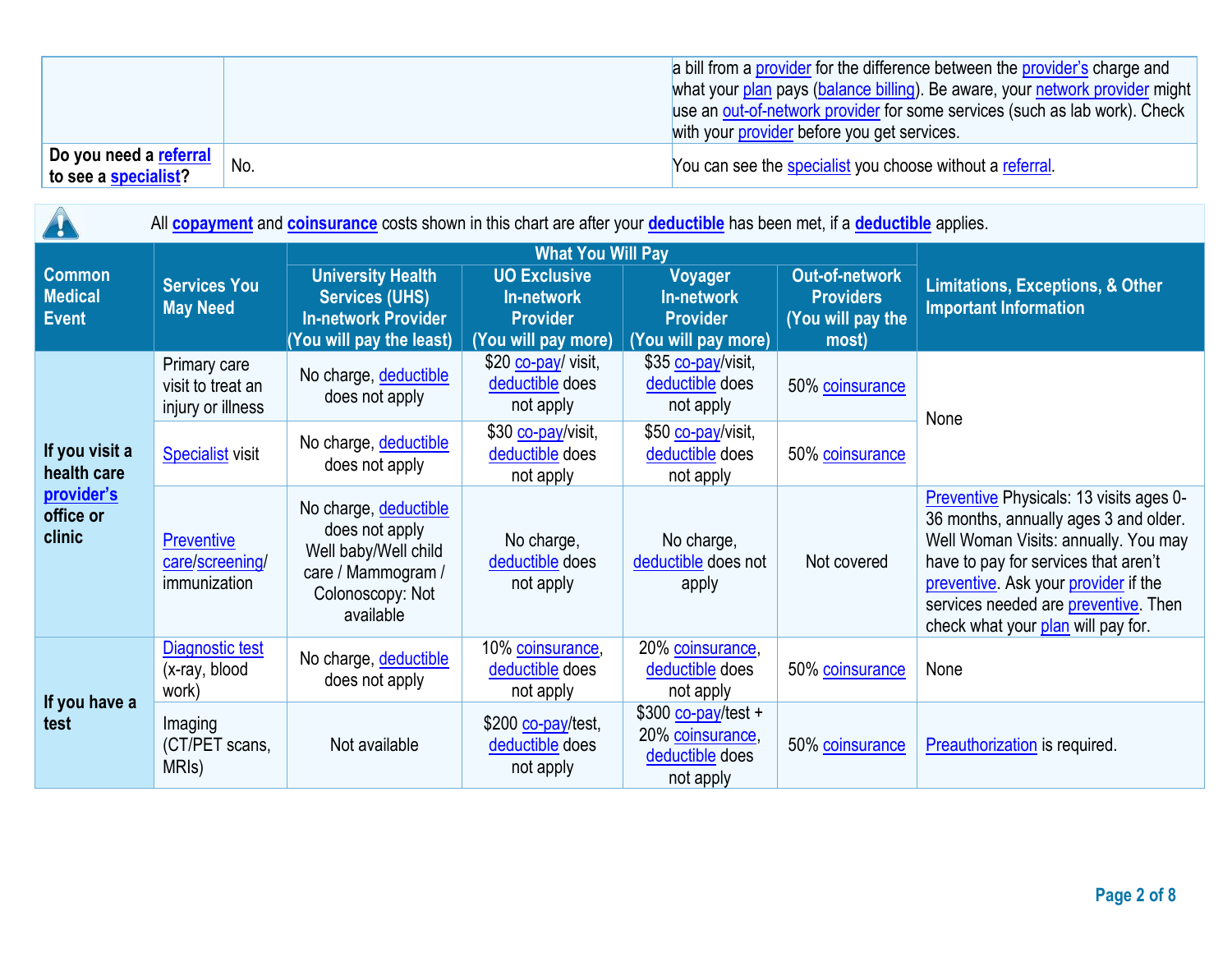| | | |
|---|---|---|
| | | a bill from a provider for the difference between the provider's charge and what your plan pays (balance billing). Be aware, your network provider might use an out-of-network provider for some services (such as lab work). Check with your provider before you get services. |
| **Do you need a referral to see a specialist?** | No. | You can see the specialist you choose without a referral. |

All **copayment** and **coinsurance** costs shown in this chart are after your **deductible** has been met, if a **deductible** applies.

| Common Medical Event | Services You May Need | What You Will Pay | | | | Limitations, Exceptions, & Other Important Information |
|---|---|---|---|---|---|---|
| | | University Health Services (UHS) In-network Provider (You will pay the least) | UO Exclusive In-network Provider (You will pay more) | Voyager In-network Provider (You will pay more) | Out-of-network Providers (You will pay the most) | |
| If you visit a health care provider's office or clinic | Primary care visit to treat an injury or illness | No charge, deductible does not apply | $20 co-pay/ visit, deductible does not apply | $35 co-pay/visit, deductible does not apply | 50% coinsurance | None |
| | Specialist visit | No charge, deductible does not apply | $30 co-pay/visit, deductible does not apply | $50 co-pay/visit, deductible does not apply | 50% coinsurance | |
| | Preventive care/screening/ immunization | No charge, deductible does not apply Well baby/Well child care / Mammogram / Colonoscopy: Not available | No charge, deductible does not apply | No charge, deductible does not apply | Not covered | Preventive Physicals: 13 visits ages 0-36 months, annually ages 3 and older. Well Woman Visits: annually. You may have to pay for services that aren't preventive. Ask your provider if the services needed are preventive. Then check what your plan will pay for. |
| If you have a test | Diagnostic test (x-ray, blood work) | No charge, deductible does not apply | 10% coinsurance, deductible does not apply | 20% coinsurance, deductible does not apply | 50% coinsurance | None |
| | Imaging (CT/PET scans, MRIs) | Not available | $200 co-pay/test, deductible does not apply | $300 co-pay/test + 20% coinsurance, deductible does not apply | 50% coinsurance | Preauthorization is required. |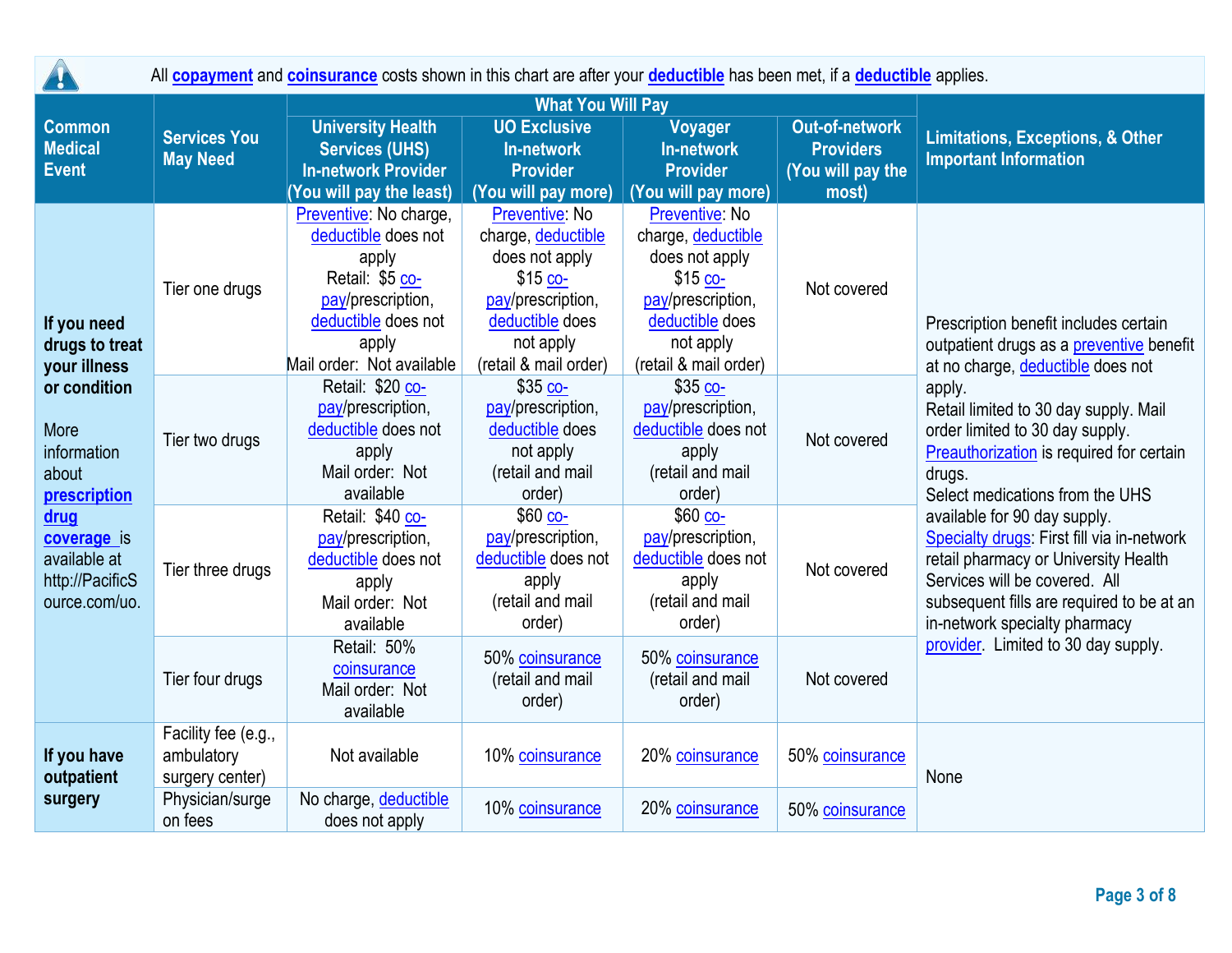All **copayment** and **coinsurance** costs shown in this chart are after your **deductible** has been met, if a **deductible** applies.

| Common Medical Event | Services You May Need | What You Will Pay | | | | Limitations, Exceptions, & Other Important Information |
|---|---|---|---|---|---|---|
| | | University Health Services (UHS) In-network Provider (You will pay the least) | UO Exclusive In-network Provider (You will pay more) | Voyager In-network Provider (You will pay more) | Out-of-network Providers (You will pay the most) | |
| **If you need drugs to treat your illness or condition**<br><br>More information about **prescription drug coverage** is available at http://PacificSource.com/uo. | Tier one drugs | Preventive: No charge, deductible does not apply<br>Retail: $5 co-pay/prescription, deductible does not apply<br>Mail order: Not available | Preventive: No charge, deductible does not apply<br>$15 co-pay/prescription, deductible does not apply (retail & mail order) | Preventive: No charge, deductible does not apply<br>$15 co-pay/prescription, deductible does not apply (retail & mail order) | Not covered | Prescription benefit includes certain outpatient drugs as a preventive benefit at no charge, deductible does not apply.<br>Retail limited to 30 day supply. Mail order limited to 30 day supply.<br>Preauthorization is required for certain drugs.<br>Select medications from the UHS available for 90 day supply.<br>Specialty drugs: First fill via in-network retail pharmacy or University Health Services will be covered. All subsequent fills are required to be at an in-network specialty pharmacy provider. Limited to 30 day supply. |
| | Tier two drugs | Retail: $20 co-pay/prescription, deductible does not apply<br>Mail order: Not available | $35 co-pay/prescription, deductible does not apply (retail and mail order) | $35 co-pay/prescription, deductible does not apply (retail and mail order) | Not covered | |
| | Tier three drugs | Retail: $40 co-pay/prescription, deductible does not apply<br>Mail order: Not available | $60 co-pay/prescription, deductible does not apply (retail and mail order) | $60 co-pay/prescription, deductible does not apply (retail and mail order) | Not covered | |
| | Tier four drugs | Retail: 50% coinsurance<br>Mail order: Not available | 50% coinsurance (retail and mail order) | 50% coinsurance (retail and mail order) | Not covered | |
| **If you have outpatient surgery** | Facility fee (e.g., ambulatory surgery center) | Not available | 10% coinsurance | 20% coinsurance | 50% coinsurance | None |
| | Physician/surgeon fees | No charge, deductible does not apply | 10% coinsurance | 20% coinsurance | 50% coinsurance | |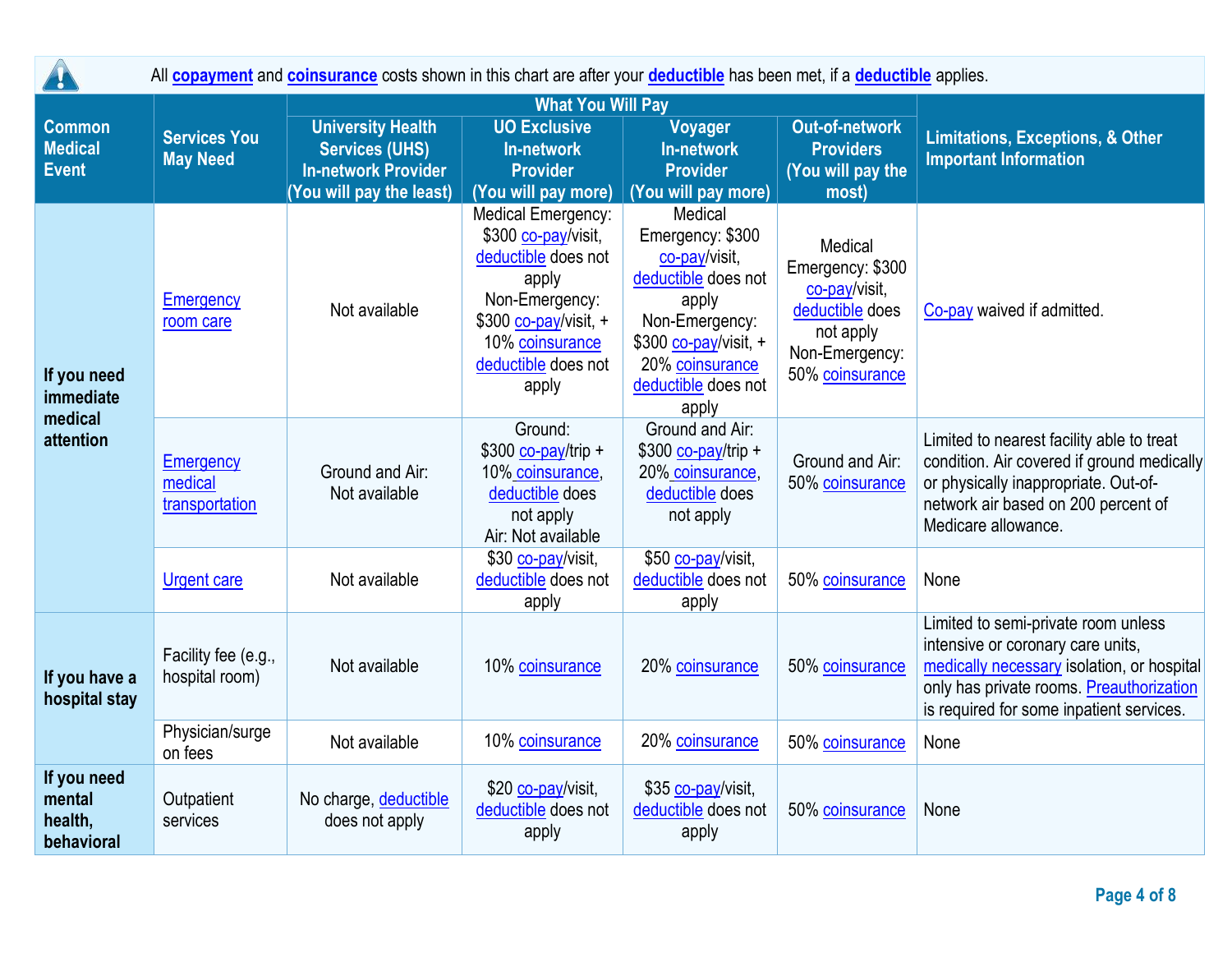All **copayment** and **coinsurance** costs shown in this chart are after your **deductible** has been met, if a **deductible** applies.

| Common Medical Event | Services You May Need | What You Will Pay | | | | Limitations, Exceptions, & Other Important Information |
|---|---|---|---|---|---|---|
| | | University Health Services (UHS) In-network Provider (You will pay the least) | UO Exclusive In-network Provider (You will pay more) | Voyager In-network Provider (You will pay more) | Out-of-network Providers (You will pay the most) | |
| If you need immediate medical attention | Emergency room care | Not available | Medical Emergency: $300 co-pay/visit, deductible does not apply Non-Emergency: $300 co-pay/visit, + 10% coinsurance deductible does not apply | Medical Emergency: $300 co-pay/visit, deductible does not apply Non-Emergency: $300 co-pay/visit, + 20% coinsurance deductible does not apply | Medical Emergency: $300 co-pay/visit, deductible does not apply Non-Emergency: 50% coinsurance | Co-pay waived if admitted. |
| | Emergency medical transportation | Ground and Air: Not available | Ground: $300 co-pay/trip + 10% coinsurance, deductible does not apply Air: Not available | Ground and Air: $300 co-pay/trip + 20% coinsurance, deductible does not apply | Ground and Air: 50% coinsurance | Limited to nearest facility able to treat condition. Air covered if ground medically or physically inappropriate. Out-of-network air based on 200 percent of Medicare allowance. |
| | Urgent care | Not available | $30 co-pay/visit, deductible does not apply | $50 co-pay/visit, deductible does not apply | 50% coinsurance | None |
| If you have a hospital stay | Facility fee (e.g., hospital room) | Not available | 10% coinsurance | 20% coinsurance | 50% coinsurance | Limited to semi-private room unless intensive or coronary care units, medically necessary isolation, or hospital only has private rooms. Preauthorization is required for some inpatient services. |
| | Physician/surgeon fees | Not available | 10% coinsurance | 20% coinsurance | 50% coinsurance | None |
| If you need mental health, behavioral | Outpatient services | No charge, deductible does not apply | $20 co-pay/visit, deductible does not apply | $35 co-pay/visit, deductible does not apply | 50% coinsurance | None |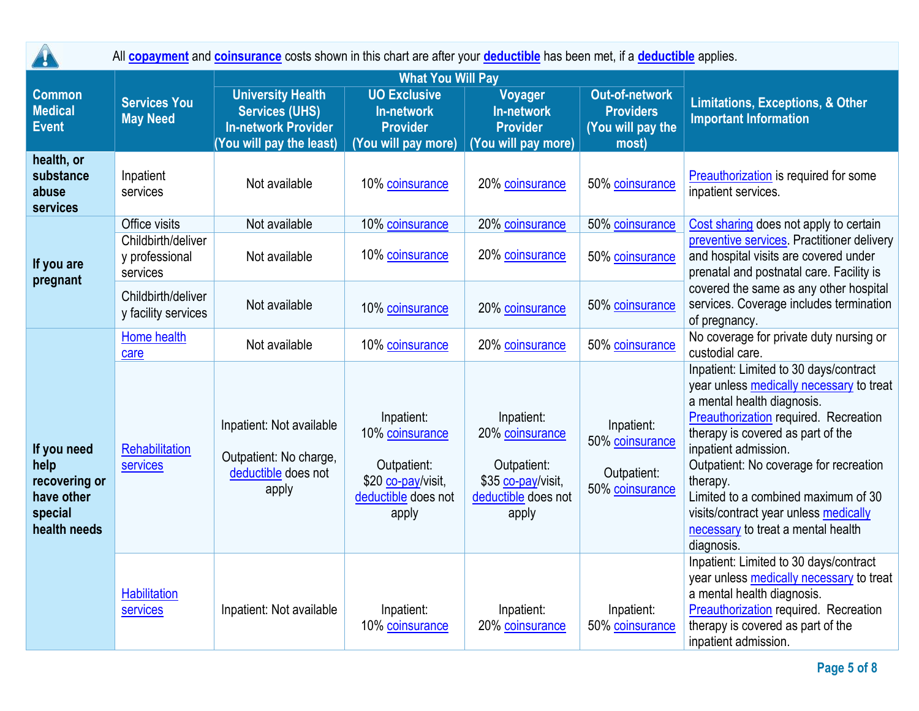All **copayment** and **coinsurance** costs shown in this chart are after your **deductible** has been met, if a **deductible** applies.

| Common Medical Event | Services You May Need | What You Will Pay | | | | Limitations, Exceptions, & Other Important Information |
|---|---|---|---|---|---|---|
| | | University Health Services (UHS) In-network Provider (You will pay the least) | UO Exclusive In-network Provider (You will pay more) | Voyager In-network Provider (You will pay more) | Out-of-network Providers (You will pay the most) | |
| health, or substance abuse services | Inpatient services | Not available | 10% coinsurance | 20% coinsurance | 50% coinsurance | Preauthorization is required for some inpatient services. |
| If you are pregnant | Office visits | Not available | 10% coinsurance | 20% coinsurance | 50% coinsurance | Cost sharing does not apply to certain preventive services. Practitioner delivery and hospital visits are covered under prenatal and postnatal care. Facility is covered the same as any other hospital services. Coverage includes termination of pregnancy. |
| | Childbirth/delivery professional services | Not available | 10% coinsurance | 20% coinsurance | 50% coinsurance | |
| | Childbirth/delivery facility services | Not available | 10% coinsurance | 20% coinsurance | 50% coinsurance | |
| If you need help recovering or have other special health needs | Home health care | Not available | 10% coinsurance | 20% coinsurance | 50% coinsurance | No coverage for private duty nursing or custodial care. |
| | Rehabilitation services | Inpatient: Not available<br><br>Outpatient: No charge, deductible does not apply | Inpatient: 10% coinsurance<br><br>Outpatient: $20 co-pay/visit, deductible does not apply | Inpatient: 20% coinsurance<br><br>Outpatient: $35 co-pay/visit, deductible does not apply | Inpatient: 50% coinsurance<br><br>Outpatient: 50% coinsurance | Inpatient: Limited to 30 days/contract year unless medically necessary to treat a mental health diagnosis. Preauthorization required. Recreation therapy is covered as part of the inpatient admission.<br>Outpatient: No coverage for recreation therapy.<br>Limited to a combined maximum of 30 visits/contract year unless medically necessary to treat a mental health diagnosis. |
| | Habilitation services | Inpatient: Not available | Inpatient: 10% coinsurance | Inpatient: 20% coinsurance | Inpatient: 50% coinsurance | Inpatient: Limited to 30 days/contract year unless medically necessary to treat a mental health diagnosis. Preauthorization required. Recreation therapy is covered as part of the inpatient admission. |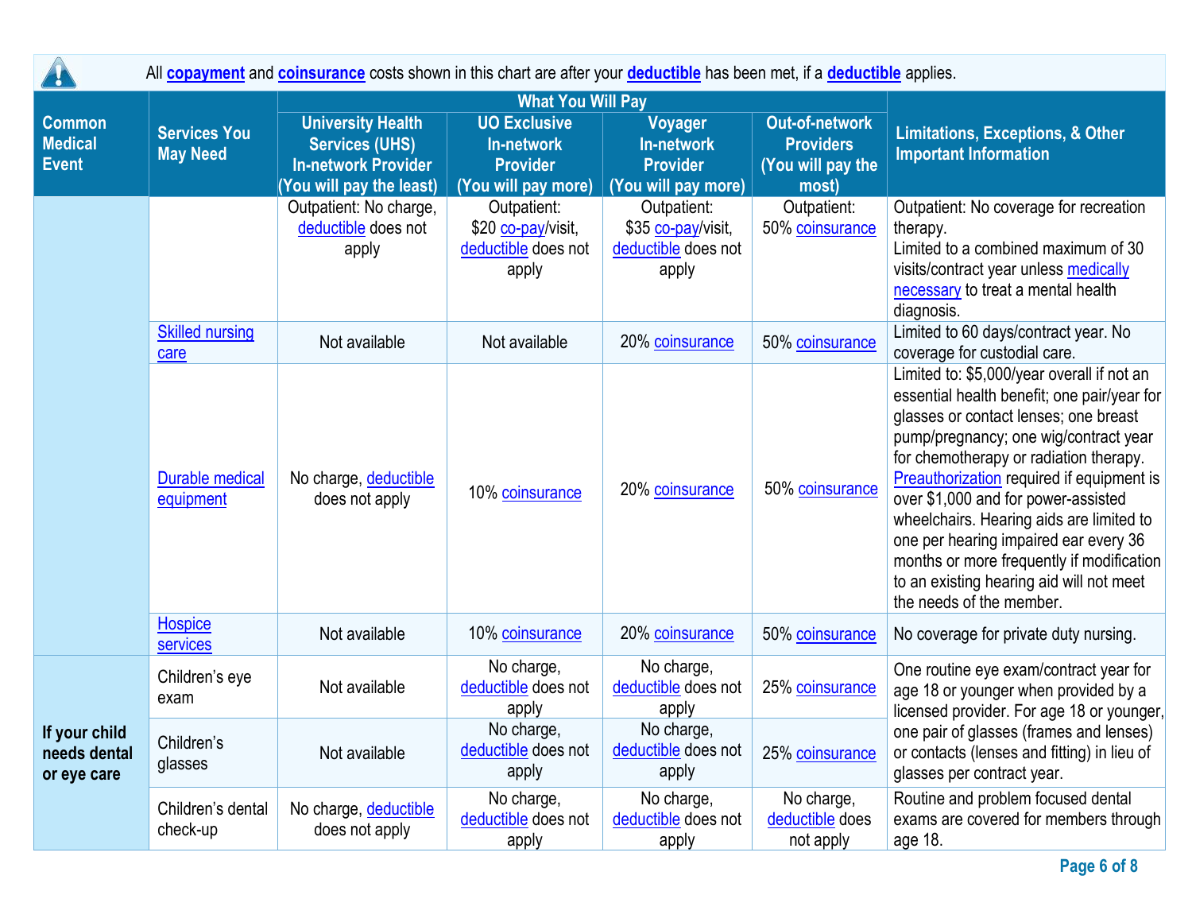All **copayment** and **coinsurance** costs shown in this chart are after your **deductible** has been met, if a **deductible** applies.

| Common Medical Event | Services You May Need | What You Will Pay | | | | Limitations, Exceptions, & Other Important Information |
|---|---|---|---|---|---|---|
| | | University Health Services (UHS) In-network Provider (You will pay the least) | UO Exclusive In-network Provider (You will pay more) | Voyager In-network Provider (You will pay more) | Out-of-network Providers (You will pay the most) | |
| | | Outpatient: No charge, deductible does not apply | Outpatient: $20 co-pay/visit, deductible does not apply | Outpatient: $35 co-pay/visit, deductible does not apply | Outpatient: 50% coinsurance | Outpatient: No coverage for recreation therapy. Limited to a combined maximum of 30 visits/contract year unless medically necessary to treat a mental health diagnosis. |
| | Skilled nursing care | Not available | Not available | 20% coinsurance | 50% coinsurance | Limited to 60 days/contract year. No coverage for custodial care. |
| | Durable medical equipment | No charge, deductible does not apply | 10% coinsurance | 20% coinsurance | 50% coinsurance | Limited to: $5,000/year overall if not an essential health benefit; one pair/year for glasses or contact lenses; one breast pump/pregnancy; one wig/contract year for chemotherapy or radiation therapy. Preauthorization required if equipment is over $1,000 and for power-assisted wheelchairs. Hearing aids are limited to one per hearing impaired ear every 36 months or more frequently if modification to an existing hearing aid will not meet the needs of the member. |
| | Hospice services | Not available | 10% coinsurance | 20% coinsurance | 50% coinsurance | No coverage for private duty nursing. |
| If your child needs dental or eye care | Children's eye exam | Not available | No charge, deductible does not apply | No charge, deductible does not apply | 25% coinsurance | One routine eye exam/contract year for age 18 or younger when provided by a licensed provider. For age 18 or younger, one pair of glasses (frames and lenses) or contacts (lenses and fitting) in lieu of glasses per contract year. |
| | Children's glasses | Not available | No charge, deductible does not apply | No charge, deductible does not apply | 25% coinsurance | |
| | Children's dental check-up | No charge, deductible does not apply | No charge, deductible does not apply | No charge, deductible does not apply | No charge, deductible does not apply | Routine and problem focused dental exams are covered for members through age 18. |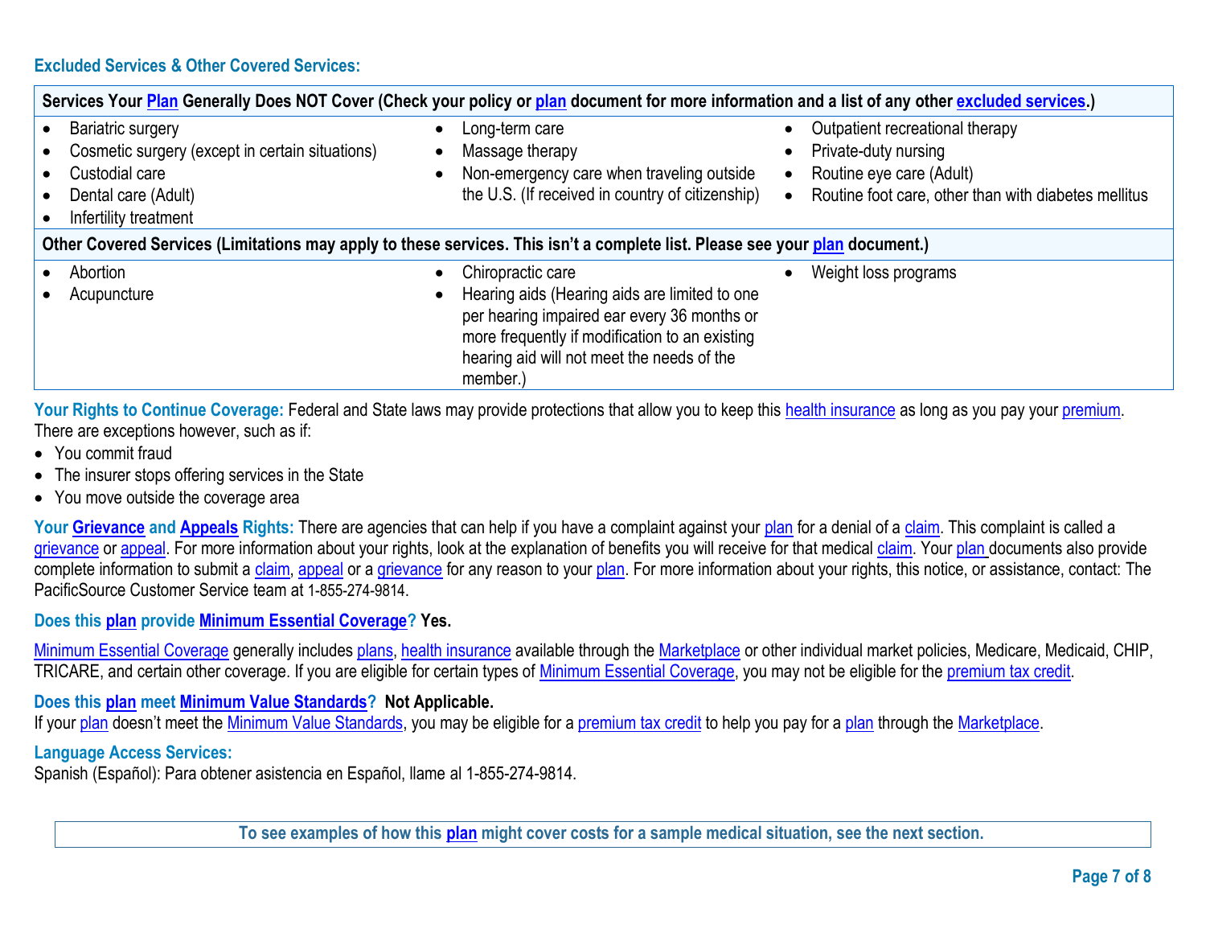## Excluded Services & Other Covered Services:

| Services Your Plan Generally Does NOT Cover (Check your policy or plan document for more information and a list of any other excluded services.) | | |
|---|---|---|
| • Bariatric surgery<br>• Cosmetic surgery (except in certain situations)<br>• Custodial care<br>• Dental care (Adult)<br>• Infertility treatment | • Long-term care<br>• Massage therapy<br>• Non-emergency care when traveling outside the U.S. (If received in country of citizenship) | • Outpatient recreational therapy<br>• Private-duty nursing<br>• Routine eye care (Adult)<br>• Routine foot care, other than with diabetes mellitus |

| Other Covered Services (Limitations may apply to these services. This isn't a complete list. Please see your plan document.) | | |
|---|---|---|
| • Abortion<br>• Acupuncture | • Chiropractic care<br>• Hearing aids (Hearing aids are limited to one per hearing impaired ear every 36 months or more frequently if modification to an existing hearing aid will not meet the needs of the member.) | • Weight loss programs |

**Your Rights to Continue Coverage:** Federal and State laws may provide protections that allow you to keep this health insurance as long as you pay your premium. There are exceptions however, such as if:

- You commit fraud
- The insurer stops offering services in the State
- You move outside the coverage area

**Your Grievance and Appeals Rights:** There are agencies that can help if you have a complaint against your plan for a denial of a claim. This complaint is called a grievance or appeal. For more information about your rights, look at the explanation of benefits you will receive for that medical claim. Your plan documents also provide complete information to submit a claim, appeal or a grievance for any reason to your plan. For more information about your rights, this notice, or assistance, contact: The PacificSource Customer Service team at 1-855-274-9814.

**Does this plan provide Minimum Essential Coverage? Yes.**

Minimum Essential Coverage generally includes plans, health insurance available through the Marketplace or other individual market policies, Medicare, Medicaid, CHIP, TRICARE, and certain other coverage. If you are eligible for certain types of Minimum Essential Coverage, you may not be eligible for the premium tax credit.

**Does this plan meet Minimum Value Standards? Not Applicable.**

If your plan doesn't meet the Minimum Value Standards, you may be eligible for a premium tax credit to help you pay for a plan through the Marketplace.

**Language Access Services:**

Spanish (Español): Para obtener asistencia en Español, llame al 1-855-274-9814.

**To see examples of how this plan might cover costs for a sample medical situation, see the next section.**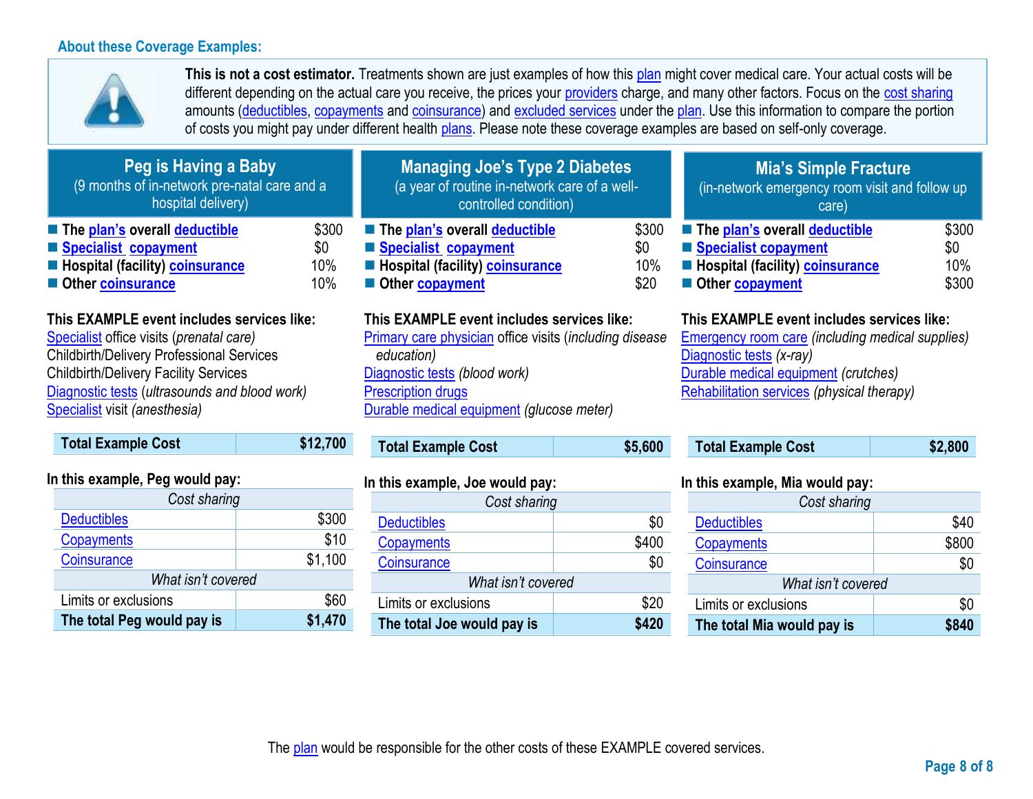## About these Coverage Examples:

**This is not a cost estimator.** Treatments shown are just examples of how this plan might cover medical care. Your actual costs will be different depending on the actual care you receive, the prices your providers charge, and many other factors. Focus on the cost sharing amounts (deductibles, copayments and coinsurance) and excluded services under the plan. Use this information to compare the portion of costs you might pay under different health plans. Please note these coverage examples are based on self-only coverage.

### Peg is Having a Baby

(9 months of in-network pre-natal care and a hospital delivery)

- **The plan's overall deductible** $300
- **Specialist copayment** $0
- **Hospital (facility) coinsurance** 10%
- **Other coinsurance** 10%

**This EXAMPLE event includes services like:**
Specialist office visits (*prenatal care)*
Childbirth/Delivery Professional Services
Childbirth/Delivery Facility Services
Diagnostic tests (*ultrasounds and blood work)*
Specialist visit *(anesthesia)*

| **Total Example Cost** | **$12,700** |
|---|---|

**In this example, Peg would pay:**

| *Cost sharing* | |
|---|---|
| Deductibles | $300 |
| Copayments | $10 |
| Coinsurance | $1,100 |
| *What isn't covered* | |
| Limits or exclusions | $60 |
| **The total Peg would pay is** | **$1,470** |

### Managing Joe's Type 2 Diabetes

(a year of routine in-network care of a well-controlled condition)

- **The plan's overall deductible** $300
- **Specialist copayment** $0
- **Hospital (facility) coinsurance** 10%
- **Other copayment** $20

**This EXAMPLE event includes services like:**
Primary care physician office visits (*including disease education)*
Diagnostic tests *(blood work)*
Prescription drugs
Durable medical equipment *(glucose meter)*

| **Total Example Cost** | **$5,600** |
|---|---|

**In this example, Joe would pay:**

| *Cost sharing* | |
|---|---|
| Deductibles | $0 |
| Copayments | $400 |
| Coinsurance | $0 |
| *What isn't covered* | |
| Limits or exclusions | $20 |
| **The total Joe would pay is** | **$420** |

### Mia's Simple Fracture

(in-network emergency room visit and follow up care)

- **The plan's overall deductible** $300
- **Specialist copayment** $0
- **Hospital (facility) coinsurance** 10%
- **Other copayment** $300

**This EXAMPLE event includes services like:**
Emergency room care *(including medical supplies)*
Diagnostic tests *(x-ray)*
Durable medical equipment *(crutches)*
Rehabilitation services *(physical therapy)*

| **Total Example Cost** | **$2,800** |
|---|---|

**In this example, Mia would pay:**

| *Cost sharing* | |
|---|---|
| Deductibles | $40 |
| Copayments | $800 |
| Coinsurance | $0 |
| *What isn't covered* | |
| Limits or exclusions | $0 |
| **The total Mia would pay is** | **$840** |

The plan would be responsible for the other costs of these EXAMPLE covered services.